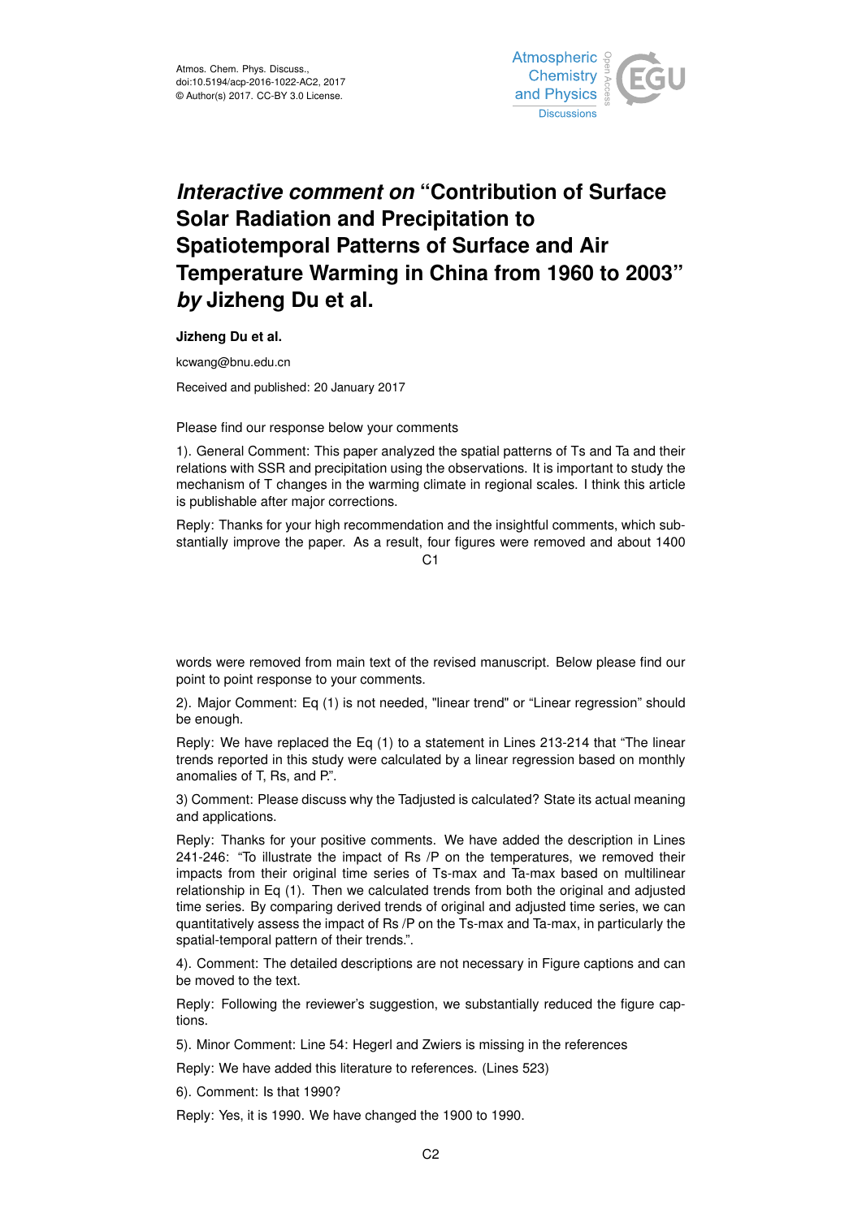Atmos. Chem. Phys. Discuss.,
doi:10.5194/acp-2016-1022-AC2, 2017
© Author(s) 2017. CC-BY 3.0 License.

# *Interactive comment on* "Contribution of Surface Solar Radiation and Precipitation to Spatiotemporal Patterns of Surface and Air Temperature Warming in China from 1960 to 2003" *by* Jizheng Du et al.

**Jizheng Du et al.**

kcwang@bnu.edu.cn

Received and published: 20 January 2017

Please find our response below your comments

1). General Comment: This paper analyzed the spatial patterns of Ts and Ta and their relations with SSR and precipitation using the observations. It is important to study the mechanism of T changes in the warming climate in regional scales. I think this article is publishable after major corrections.

Reply: Thanks for your high recommendation and the insightful comments, which substantially improve the paper. As a result, four figures were removed and about 1400 words were removed from main text of the revised manuscript. Below please find our point to point response to your comments.

2). Major Comment: Eq (1) is not needed, "linear trend" or "Linear regression" should be enough.

Reply: We have replaced the Eq (1) to a statement in Lines 213-214 that "The linear trends reported in this study were calculated by a linear regression based on monthly anomalies of T, Rs, and P.".

3) Comment: Please discuss why the Tadjusted is calculated? State its actual meaning and applications.

Reply: Thanks for your positive comments. We have added the description in Lines 241-246: "To illustrate the impact of Rs /P on the temperatures, we removed their impacts from their original time series of Ts-max and Ta-max based on multilinear relationship in Eq (1). Then we calculated trends from both the original and adjusted time series. By comparing derived trends of original and adjusted time series, we can quantitatively assess the impact of Rs /P on the Ts-max and Ta-max, in particularly the spatial-temporal pattern of their trends.".

4). Comment: The detailed descriptions are not necessary in Figure captions and can be moved to the text.

Reply: Following the reviewer's suggestion, we substantially reduced the figure captions.

5). Minor Comment: Line 54: Hegerl and Zwiers is missing in the references

Reply: We have added this literature to references. (Lines 523)

6). Comment: Is that 1990?

Reply: Yes, it is 1990. We have changed the 1900 to 1990.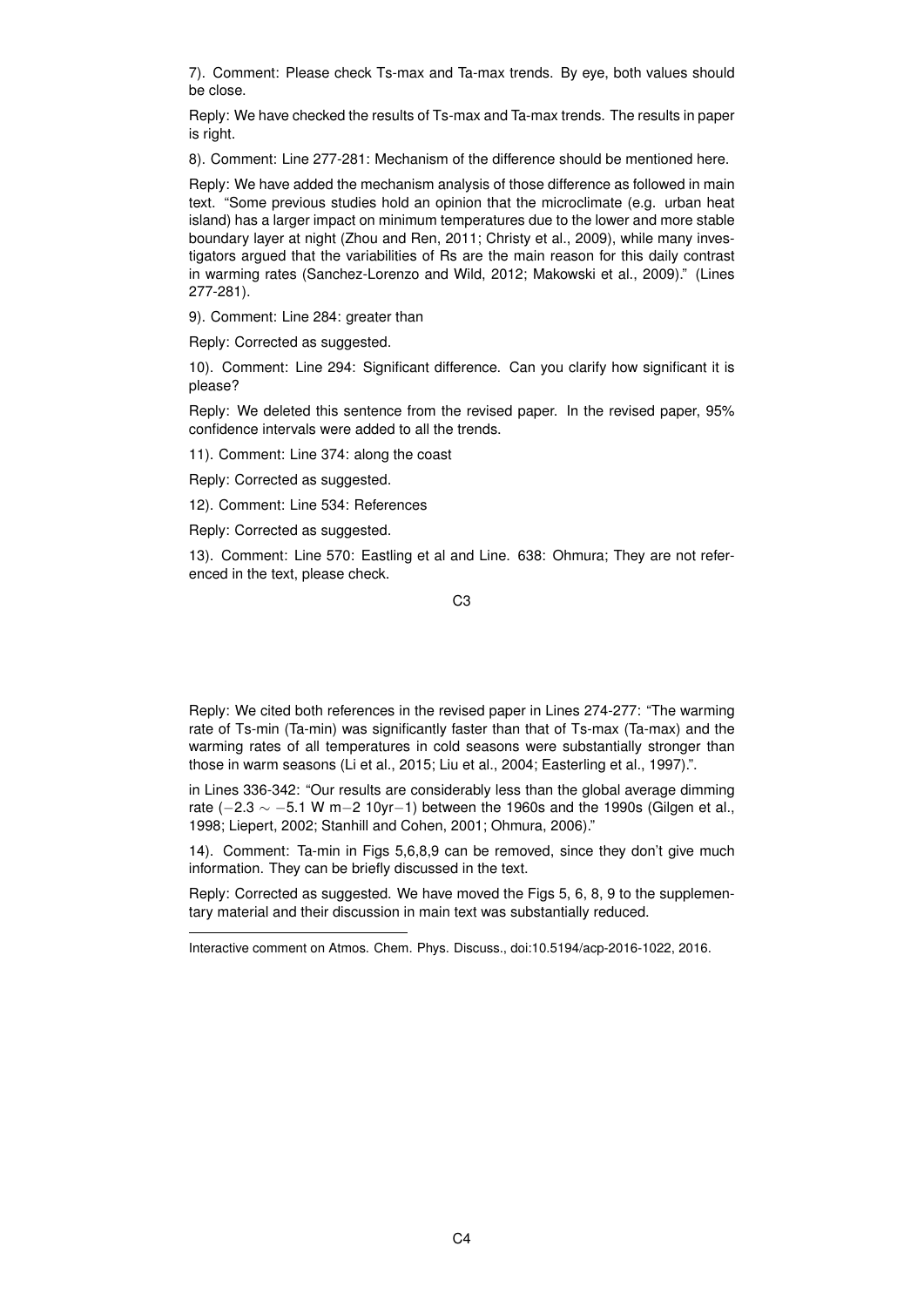7). Comment: Please check Ts-max and Ta-max trends. By eye, both values should be close.

Reply: We have checked the results of Ts-max and Ta-max trends. The results in paper is right.

8). Comment: Line 277-281: Mechanism of the difference should be mentioned here.

Reply: We have added the mechanism analysis of those difference as followed in main text. "Some previous studies hold an opinion that the microclimate (e.g. urban heat island) has a larger impact on minimum temperatures due to the lower and more stable boundary layer at night (Zhou and Ren, 2011; Christy et al., 2009), while many investigators argued that the variabilities of Rs are the main reason for this daily contrast in warming rates (Sanchez-Lorenzo and Wild, 2012; Makowski et al., 2009)." (Lines 277-281).

9). Comment: Line 284: greater than

Reply: Corrected as suggested.

10). Comment: Line 294: Significant difference. Can you clarify how significant it is please?

Reply: We deleted this sentence from the revised paper. In the revised paper, 95% confidence intervals were added to all the trends.

11). Comment: Line 374: along the coast

Reply: Corrected as suggested.

12). Comment: Line 534: References

Reply: Corrected as suggested.

13). Comment: Line 570: Eastling et al and Line. 638: Ohmura; They are not referenced in the text, please check.

Reply: We cited both references in the revised paper in Lines 274-277: "The warming rate of Ts-min (Ta-min) was significantly faster than that of Ts-max (Ta-max) and the warming rates of all temperatures in cold seasons were substantially stronger than those in warm seasons (Li et al., 2015; Liu et al., 2004; Easterling et al., 1997).".

in Lines 336-342: "Our results are considerably less than the global average dimming rate ($-2.3 \sim -5.1$ W $m^{-2}$ $10yr^{-1}$) between the 1960s and the 1990s (Gilgen et al., 1998; Liepert, 2002; Stanhill and Cohen, 2001; Ohmura, 2006)."

14). Comment: Ta-min in Figs 5,6,8,9 can be removed, since they don't give much information. They can be briefly discussed in the text.

Reply: Corrected as suggested. We have moved the Figs 5, 6, 8, 9 to the supplementary material and their discussion in main text was substantially reduced.

Interactive comment on Atmos. Chem. Phys. Discuss., doi:10.5194/acp-2016-1022, 2016.